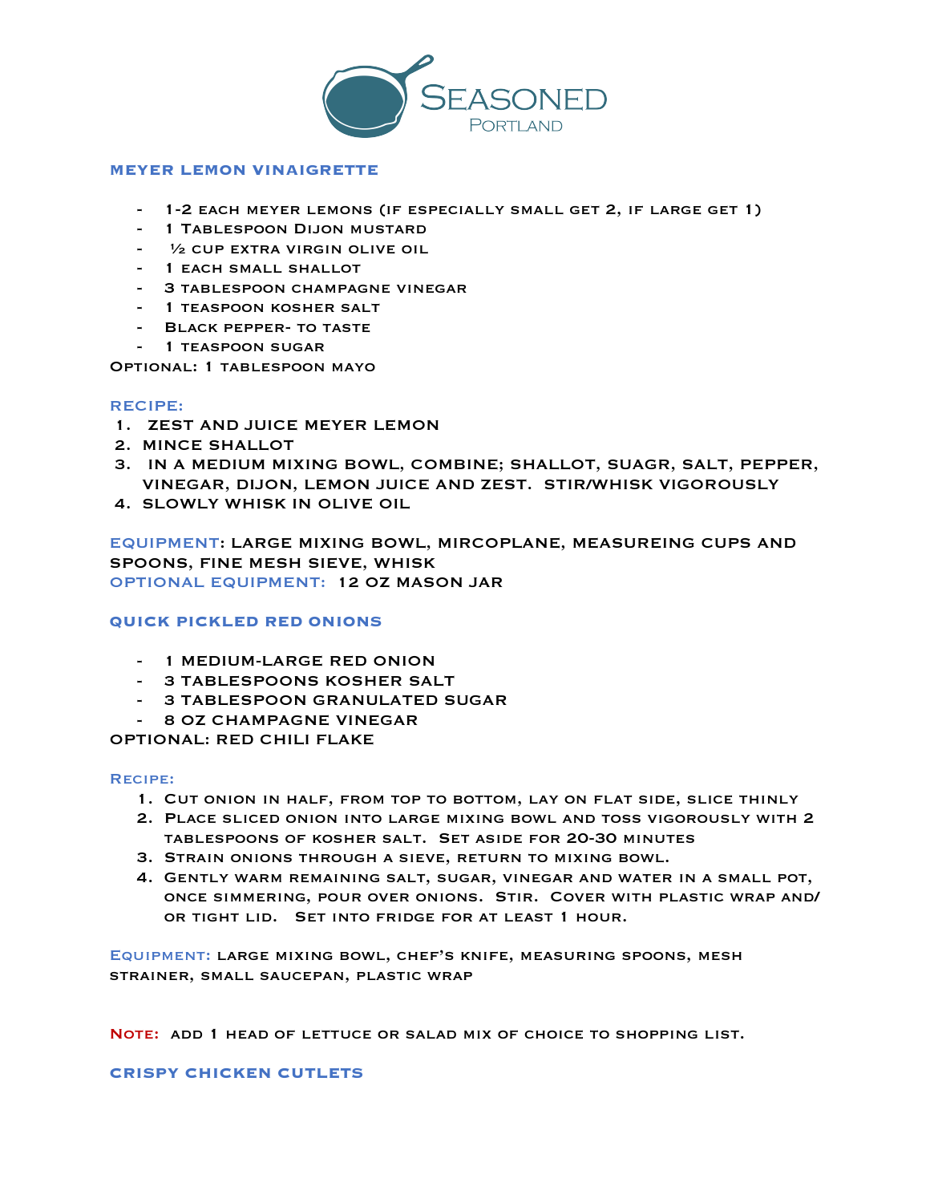# Seasoned Portland

## MEYER LEMON VINAIGRETTE

- 1-2 each Meyer lemons (if especially small get 2, if large get 1)
- 1 Tablespoon Dijon mustard
- ½ cup extra virgin olive oil
- 1 each small shallot
- 3 tablespoon champagne vinegar
- 1 teaspoon kosher salt
- Black pepper- to taste
- 1 teaspoon sugar

Optional: 1 tablespoon mayo

### RECIPE:

1. Zest and juice Meyer lemon
2. Mince shallot
3. In a medium mixing bowl, combine; shallot, suagr, salt, pepper, vinegar, Dijon, lemon juice and zest. Stir/whisk vigorously
4. Slowly whisk in olive oil

**EQUIPMENT**: large mixing bowl, mircoplane, measureing cups and spoons, fine mesh sieve, whisk

**OPTIONAL EQUIPMENT:** 12 oz mason jar

## QUICK PICKLED RED ONIONS

- 1 medium-large red onion
- 3 tablespoons kosher salt
- 3 tablespoon granulated sugar
- 8 oz champagne vinegar

OPTIONAL: red chili flake

### Recipe:

1. Cut onion in half, from top to bottom, lay on flat side, slice thinly
2. Place sliced onion into large mixing bowl and toss vigorously with 2 tablespoons of kosher salt. Set aside for 20-30 minutes
3. Strain onions through a sieve, return to mixing bowl.
4. Gently warm remaining salt, sugar, vinegar and water in a small pot, once simmering, pour over onions. Stir. Cover with plastic wrap and/or tight lid. Set into fridge for at least 1 hour.

**Equipment:** large mixing bowl, chef's knife, measuring spoons, mesh strainer, small saucepan, plastic wrap

**Note:** add 1 head of lettuce or salad mix of choice to shopping list.

## CRISPY CHICKEN CUTLETS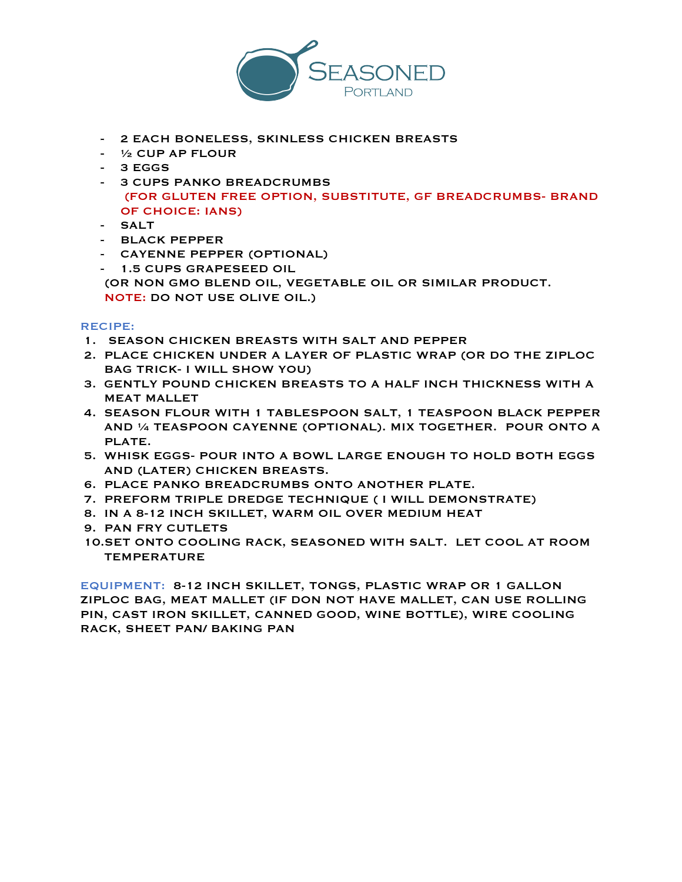- 2 EACH BONELESS, SKINLESS CHICKEN BREASTS
- ½ CUP AP FLOUR
- 3 EGGS
- 3 CUPS PANKO BREADCRUMBS
  (FOR GLUTEN FREE OPTION, SUBSTITUTE, GF BREADCRUMBS- BRAND OF CHOICE: IANS)
- SALT
- BLACK PEPPER
- CAYENNE PEPPER (OPTIONAL)
- 1.5 CUPS GRAPESEED OIL
  (OR NON GMO BLEND OIL, VEGETABLE OIL OR SIMILAR PRODUCT. **NOTE:** DO NOT USE OLIVE OIL.)

**RECIPE:**

1. SEASON CHICKEN BREASTS WITH SALT AND PEPPER
2. PLACE CHICKEN UNDER A LAYER OF PLASTIC WRAP (OR DO THE ZIPLOC BAG TRICK- I WILL SHOW YOU)
3. GENTLY POUND CHICKEN BREASTS TO A HALF INCH THICKNESS WITH A MEAT MALLET
4. SEASON FLOUR WITH 1 TABLESPOON SALT, 1 TEASPOON BLACK PEPPER AND ¼ TEASPOON CAYENNE (OPTIONAL). MIX TOGETHER. POUR ONTO A PLATE.
5. WHISK EGGS- POUR INTO A BOWL LARGE ENOUGH TO HOLD BOTH EGGS AND (LATER) CHICKEN BREASTS.
6. PLACE PANKO BREADCRUMBS ONTO ANOTHER PLATE.
7. PREFORM TRIPLE DREDGE TECHNIQUE ( I WILL DEMONSTRATE)
8. IN A 8-12 INCH SKILLET, WARM OIL OVER MEDIUM HEAT
9. PAN FRY CUTLETS
10. SET ONTO COOLING RACK, SEASONED WITH SALT. LET COOL AT ROOM TEMPERATURE

**EQUIPMENT:** 8-12 INCH SKILLET, TONGS, PLASTIC WRAP OR 1 GALLON ZIPLOC BAG, MEAT MALLET (IF DON NOT HAVE MALLET, CAN USE ROLLING PIN, CAST IRON SKILLET, CANNED GOOD, WINE BOTTLE), WIRE COOLING RACK, SHEET PAN/ BAKING PAN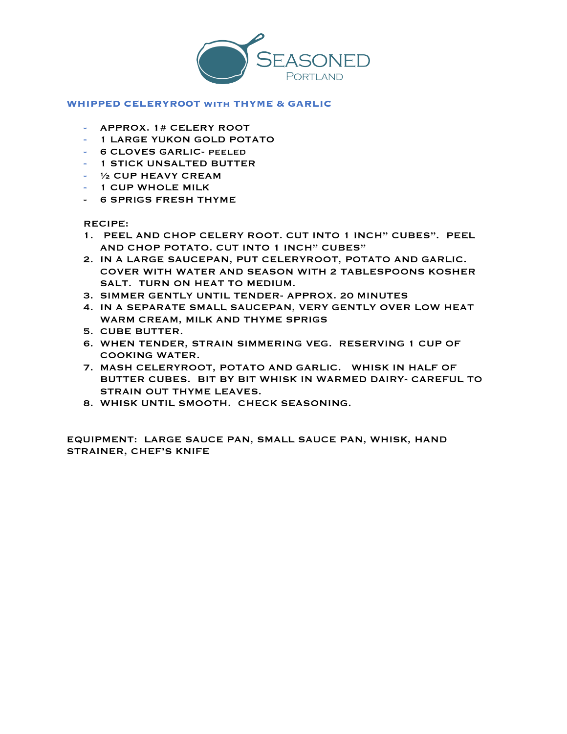SEASONED
PORTLAND

## WHIPPED CELERYROOT WITH THYME & GARLIC

- APPROX. 1# CELERY ROOT
- 1 LARGE YUKON GOLD POTATO
- 6 CLOVES GARLIC- PEELED
- 1 STICK UNSALTED BUTTER
- ½ CUP HEAVY CREAM
- 1 CUP WHOLE MILK
- 6 SPRIGS FRESH THYME

RECIPE:

1. PEEL AND CHOP CELERY ROOT. CUT INTO 1 INCH" CUBES". PEEL AND CHOP POTATO. CUT INTO 1 INCH" CUBES"
2. IN A LARGE SAUCEPAN, PUT CELERYROOT, POTATO AND GARLIC. COVER WITH WATER AND SEASON WITH 2 TABLESPOONS KOSHER SALT. TURN ON HEAT TO MEDIUM.
3. SIMMER GENTLY UNTIL TENDER- APPROX. 20 MINUTES
4. IN A SEPARATE SMALL SAUCEPAN, VERY GENTLY OVER LOW HEAT WARM CREAM, MILK AND THYME SPRIGS
5. CUBE BUTTER.
6. WHEN TENDER, STRAIN SIMMERING VEG. RESERVING 1 CUP OF COOKING WATER.
7. MASH CELERYROOT, POTATO AND GARLIC. WHISK IN HALF OF BUTTER CUBES. BIT BY BIT WHISK IN WARMED DAIRY- CAREFUL TO STRAIN OUT THYME LEAVES.
8. WHISK UNTIL SMOOTH. CHECK SEASONING.

EQUIPMENT: LARGE SAUCE PAN, SMALL SAUCE PAN, WHISK, HAND STRAINER, CHEF'S KNIFE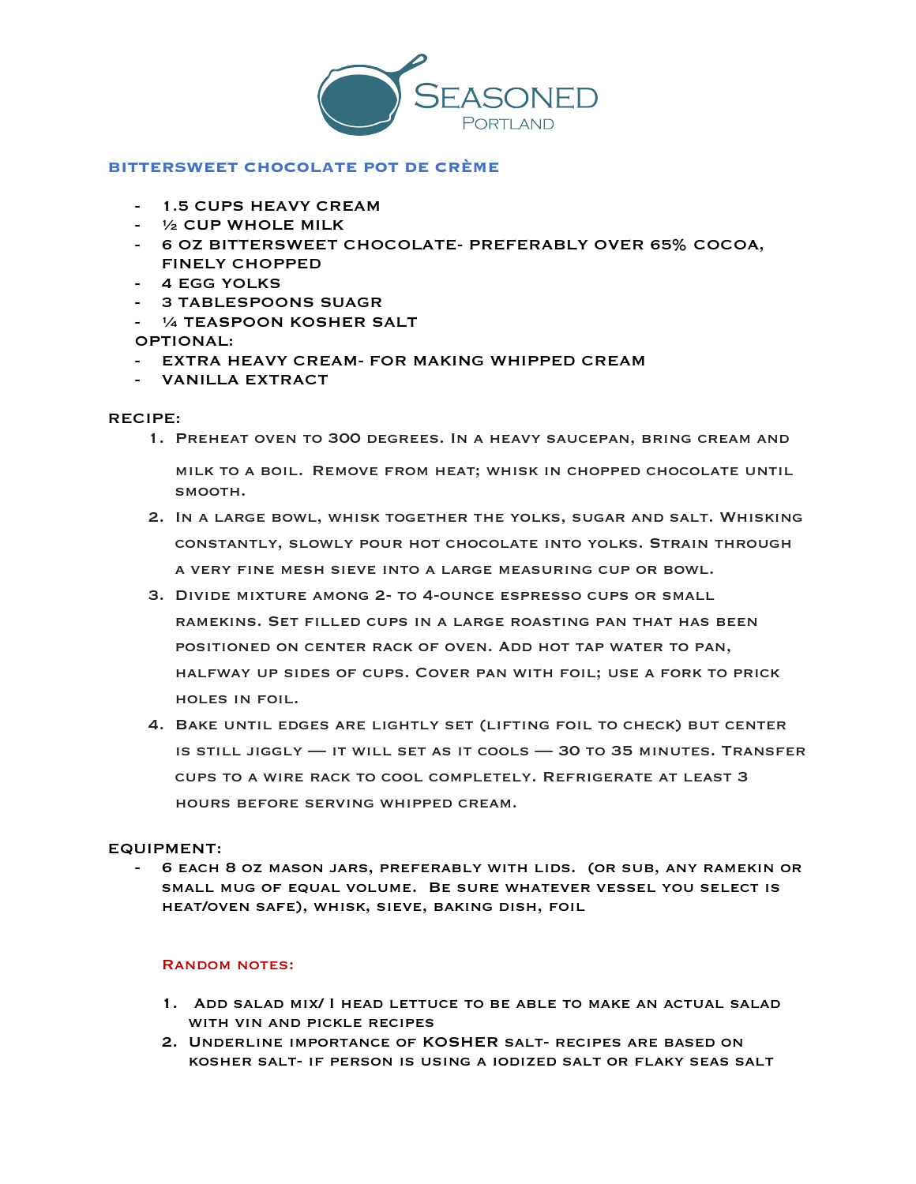SEASONED
PORTLAND

## BITTERSWEET CHOCOLATE POT DE CRÈME

- 1.5 CUPS HEAVY CREAM
- ½ CUP WHOLE MILK
- 6 OZ BITTERSWEET CHOCOLATE- PREFERABLY OVER 65% COCOA, FINELY CHOPPED
- 4 EGG YOLKS
- 3 TABLESPOONS SUAGR
- ¼ TEASPOON KOSHER SALT

OPTIONAL:

- EXTRA HEAVY CREAM- FOR MAKING WHIPPED CREAM
- VANILLA EXTRACT

### RECIPE:

1. Preheat oven to 300 degrees. In a heavy saucepan, bring cream and milk to a boil. Remove from heat; whisk in chopped chocolate until smooth.
2. In a large bowl, whisk together the yolks, sugar and salt. Whisking constantly, slowly pour hot chocolate into yolks. Strain through a very fine mesh sieve into a large measuring cup or bowl.
3. Divide mixture among 2- to 4-ounce espresso cups or small ramekins. Set filled cups in a large roasting pan that has been positioned on center rack of oven. Add hot tap water to pan, halfway up sides of cups. Cover pan with foil; use a fork to prick holes in foil.
4. Bake until edges are lightly set (lifting foil to check) but center is still jiggly — it will set as it cools — 30 to 35 minutes. Transfer cups to a wire rack to cool completely. Refrigerate at least 3 hours before serving whipped cream.

### EQUIPMENT:

- 6 each 8 oz mason jars, preferably with lids. (or sub, any ramekin or small mug of equal volume. Be sure whatever vessel you select is heat/oven safe), whisk, sieve, baking dish, foil

#### Random notes:

1. Add salad mix/ I head lettuce to be able to make an actual salad with vin and pickle recipes
2. Underline importance of KOSHER salt- recipes are based on kosher salt- if person is using a iodized salt or flaky seas salt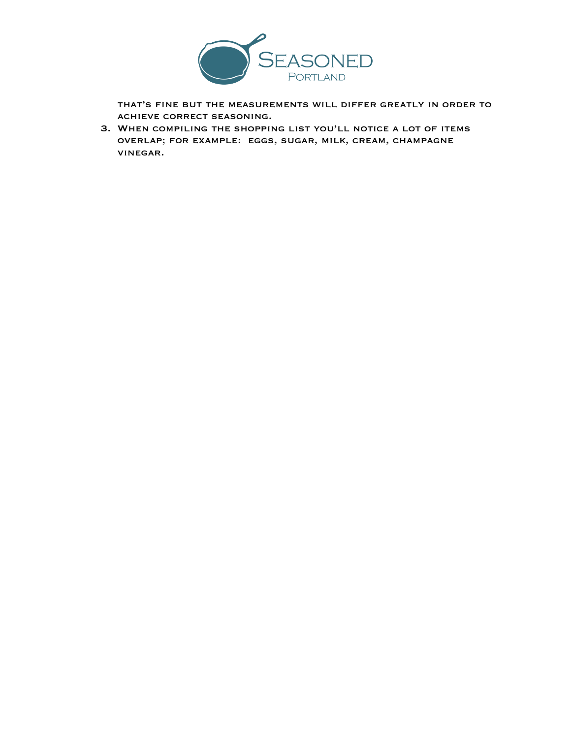that's fine but the measurements will differ greatly in order to achieve correct seasoning.

3. When compiling the shopping list you'll notice a lot of items overlap; for example: eggs, sugar, milk, cream, champagne vinegar.